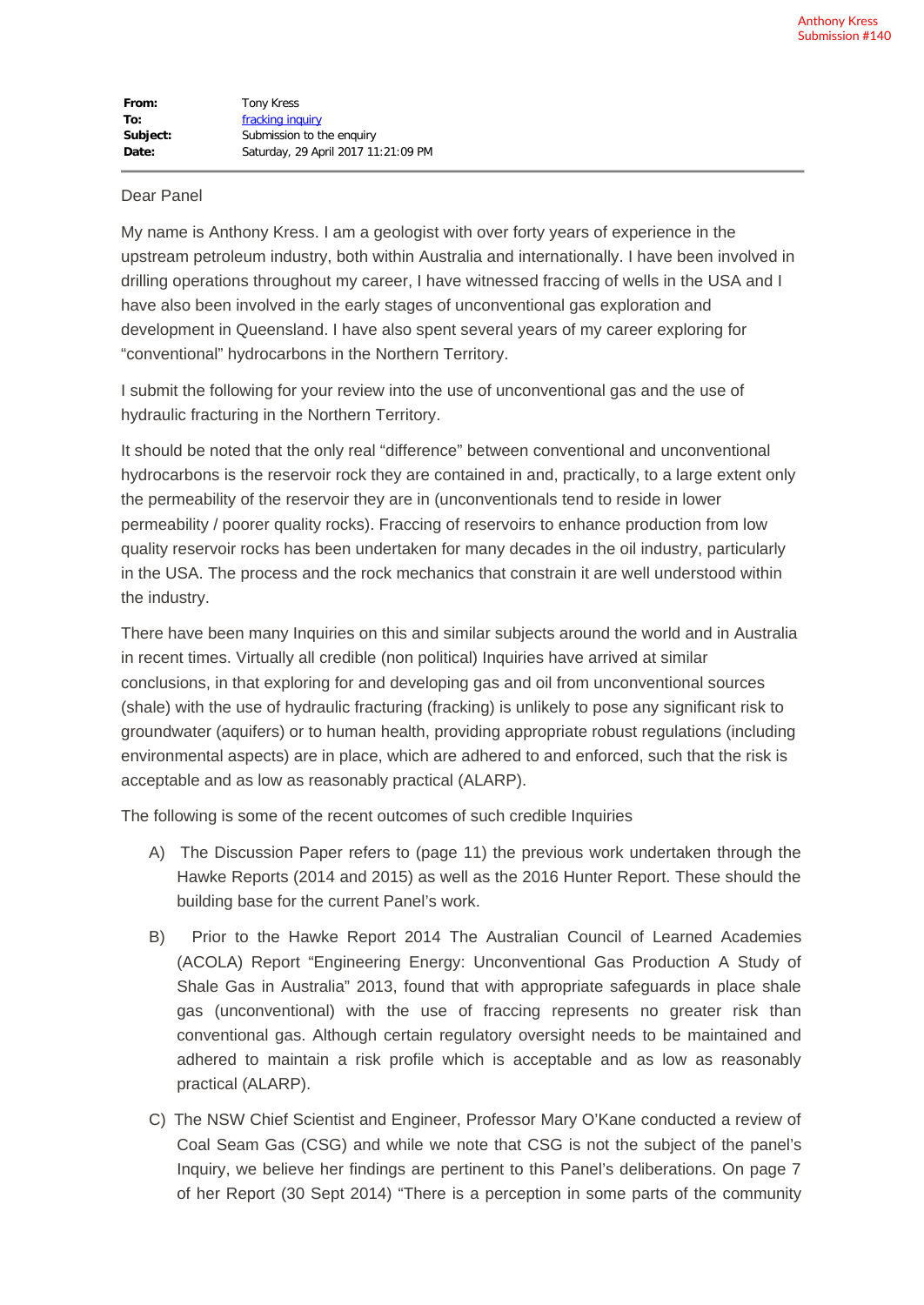Anthony Kress
Submission #140

**From:** Tony Kress
**To:** fracking inquiry
**Subject:** Submission to the enquiry
**Date:** Saturday, 29 April 2017 11:21:09 PM

---

Dear Panel

My name is Anthony Kress. I am a geologist with over forty years of experience in the upstream petroleum industry, both within Australia and internationally. I have been involved in drilling operations throughout my career, I have witnessed fraccing of wells in the USA and I have also been involved in the early stages of unconventional gas exploration and development in Queensland. I have also spent several years of my career exploring for "conventional" hydrocarbons in the Northern Territory.

I submit the following for your review into the use of unconventional gas and the use of hydraulic fracturing in the Northern Territory.

It should be noted that the only real "difference" between conventional and unconventional hydrocarbons is the reservoir rock they are contained in and, practically, to a large extent only the permeability of the reservoir they are in (unconventionals tend to reside in lower permeability / poorer quality rocks). Fraccing of reservoirs to enhance production from low quality reservoir rocks has been undertaken for many decades in the oil industry, particularly in the USA. The process and the rock mechanics that constrain it are well understood within the industry.

There have been many Inquiries on this and similar subjects around the world and in Australia in recent times. Virtually all credible (non political) Inquiries have arrived at similar conclusions, in that exploring for and developing gas and oil from unconventional sources (shale) with the use of hydraulic fracturing (fracking) is unlikely to pose any significant risk to groundwater (aquifers) or to human health, providing appropriate robust regulations (including environmental aspects) are in place, which are adhered to and enforced, such that the risk is acceptable and as low as reasonably practical (ALARP).

The following is some of the recent outcomes of such credible Inquiries

A) The Discussion Paper refers to (page 11) the previous work undertaken through the Hawke Reports (2014 and 2015) as well as the 2016 Hunter Report. These should the building base for the current Panel's work.

B) Prior to the Hawke Report 2014 The Australian Council of Learned Academies (ACOLA) Report "Engineering Energy: Unconventional Gas Production A Study of Shale Gas in Australia" 2013, found that with appropriate safeguards in place shale gas (unconventional) with the use of fraccing represents no greater risk than conventional gas. Although certain regulatory oversight needs to be maintained and adhered to maintain a risk profile which is acceptable and as low as reasonably practical (ALARP).

C) The NSW Chief Scientist and Engineer, Professor Mary O'Kane conducted a review of Coal Seam Gas (CSG) and while we note that CSG is not the subject of the panel's Inquiry, we believe her findings are pertinent to this Panel's deliberations. On page 7 of her Report (30 Sept 2014) "There is a perception in some parts of the community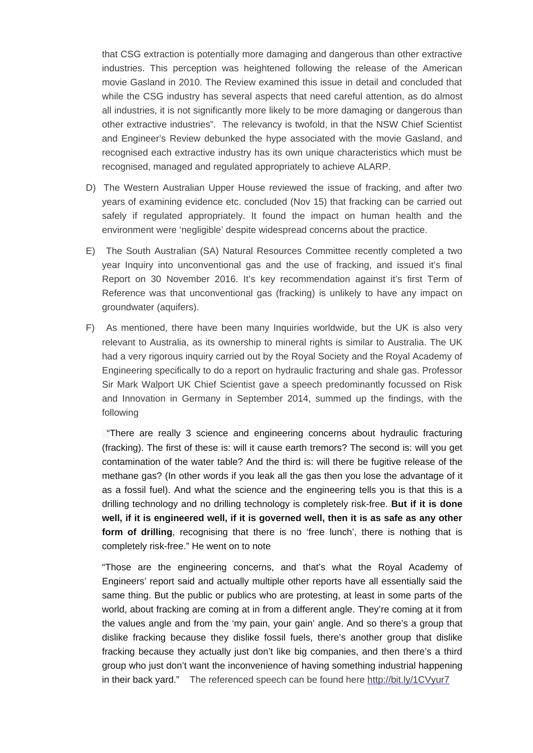that CSG extraction is potentially more damaging and dangerous than other extractive industries. This perception was heightened following the release of the American movie Gasland in 2010. The Review examined this issue in detail and concluded that while the CSG industry has several aspects that need careful attention, as do almost all industries, it is not significantly more likely to be more damaging or dangerous than other extractive industries". The relevancy is twofold, in that the NSW Chief Scientist and Engineer's Review debunked the hype associated with the movie Gasland, and recognised each extractive industry has its own unique characteristics which must be recognised, managed and regulated appropriately to achieve ALARP.

D) The Western Australian Upper House reviewed the issue of fracking, and after two years of examining evidence etc. concluded (Nov 15) that fracking can be carried out safely if regulated appropriately. It found the impact on human health and the environment were 'negligible' despite widespread concerns about the practice.

E) The South Australian (SA) Natural Resources Committee recently completed a two year Inquiry into unconventional gas and the use of fracking, and issued it's final Report on 30 November 2016. It's key recommendation against it's first Term of Reference was that unconventional gas (fracking) is unlikely to have any impact on groundwater (aquifers).

F) As mentioned, there have been many Inquiries worldwide, but the UK is also very relevant to Australia, as its ownership to mineral rights is similar to Australia. The UK had a very rigorous inquiry carried out by the Royal Society and the Royal Academy of Engineering specifically to do a report on hydraulic fracturing and shale gas. Professor Sir Mark Walport UK Chief Scientist gave a speech predominantly focussed on Risk and Innovation in Germany in September 2014, summed up the findings, with the following

"There are really 3 science and engineering concerns about hydraulic fracturing (fracking). The first of these is: will it cause earth tremors? The second is: will you get contamination of the water table? And the third is: will there be fugitive release of the methane gas? (In other words if you leak all the gas then you lose the advantage of it as a fossil fuel). And what the science and the engineering tells you is that this is a drilling technology and no drilling technology is completely risk-free. **But if it is done well, if it is engineered well, if it is governed well, then it is as safe as any other form of drilling**, recognising that there is no 'free lunch', there is nothing that is completely risk-free." He went on to note

"Those are the engineering concerns, and that's what the Royal Academy of Engineers' report said and actually multiple other reports have all essentially said the same thing. But the public or publics who are protesting, at least in some parts of the world, about fracking are coming at in from a different angle. They're coming at it from the values angle and from the 'my pain, your gain' angle. And so there's a group that dislike fracking because they dislike fossil fuels, there's another group that dislike fracking because they actually just don't like big companies, and then there's a third group who just don't want the inconvenience of having something industrial happening in their back yard." The referenced speech can be found here http://bit.ly/1CVyur7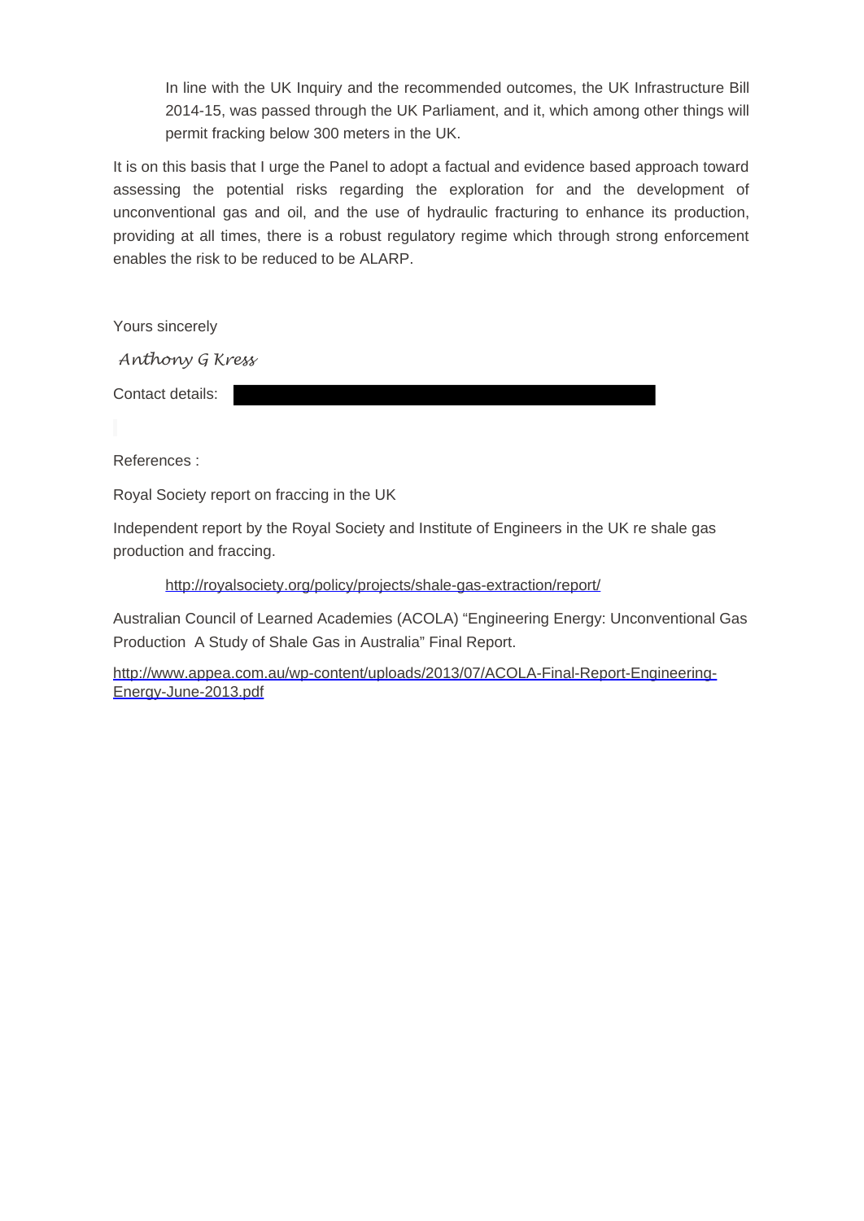> In line with the UK Inquiry and the recommended outcomes, the UK Infrastructure Bill 2014-15, was passed through the UK Parliament, and it, which among other things will permit fracking below 300 meters in the UK.

It is on this basis that I urge the Panel to adopt a factual and evidence based approach toward assessing the potential risks regarding the exploration for and the development of unconventional gas and oil, and the use of hydraulic fracturing to enhance its production, providing at all times, there is a robust regulatory regime which through strong enforcement enables the risk to be reduced to be ALARP.

Yours sincerely

*Anthony G Kress*

Contact details:

References :

Royal Society report on fraccing in the UK

Independent report by the Royal Society and Institute of Engineers in the UK re shale gas production and fraccing.

> http://royalsociety.org/policy/projects/shale-gas-extraction/report/

Australian Council of Learned Academies (ACOLA) "Engineering Energy: Unconventional Gas Production A Study of Shale Gas in Australia" Final Report.

http://www.appea.com.au/wp-content/uploads/2013/07/ACOLA-Final-Report-Engineering-Energy-June-2013.pdf